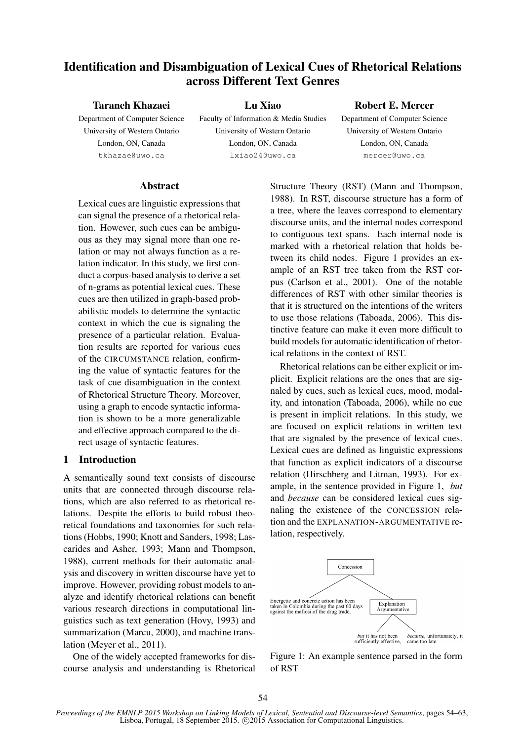# Identification and Disambiguation of Lexical Cues of Rhetorical Relations across Different Text Genres

**Taraneh Khazaei**
Department of Computer Science
University of Western Ontario
London, ON, Canada
tkhazae@uwo.ca

**Lu Xiao**
Faculty of Information & Media Studies
University of Western Ontario
London, ON, Canada
lxiao24@uwo.ca

**Robert E. Mercer**
Department of Computer Science
University of Western Ontario
London, ON, Canada
mercer@uwo.ca

## Abstract

Lexical cues are linguistic expressions that can signal the presence of a rhetorical relation. However, such cues can be ambiguous as they may signal more than one relation or may not always function as a relation indicator. In this study, we first conduct a corpus-based analysis to derive a set of n-grams as potential lexical cues. These cues are then utilized in graph-based probabilistic models to determine the syntactic context in which the cue is signaling the presence of a particular relation. Evaluation results are reported for various cues of the CIRCUMSTANCE relation, confirming the value of syntactic features for the task of cue disambiguation in the context of Rhetorical Structure Theory. Moreover, using a graph to encode syntactic information is shown to be a more generalizable and effective approach compared to the direct usage of syntactic features.

## 1 Introduction

A semantically sound text consists of discourse units that are connected through discourse relations, which are also referred to as rhetorical relations. Despite the efforts to build robust theoretical foundations and taxonomies for such relations (Hobbs, 1990; Knott and Sanders, 1998; Lascarides and Asher, 1993; Mann and Thompson, 1988), current methods for their automatic analysis and discovery in written discourse have yet to improve. However, providing robust models to analyze and identify rhetorical relations can benefit various research directions in computational linguistics such as text generation (Hovy, 1993) and summarization (Marcu, 2000), and machine translation (Meyer et al., 2011).

One of the widely accepted frameworks for discourse analysis and understanding is Rhetorical Structure Theory (RST) (Mann and Thompson, 1988). In RST, discourse structure has a form of a tree, where the leaves correspond to elementary discourse units, and the internal nodes correspond to contiguous text spans. Each internal node is marked with a rhetorical relation that holds between its child nodes. Figure 1 provides an example of an RST tree taken from the RST corpus (Carlson et al., 2001). One of the notable differences of RST with other similar theories is that it is structured on the intentions of the writers to use those relations (Taboada, 2006). This distinctive feature can make it even more difficult to build models for automatic identification of rhetorical relations in the context of RST.

Rhetorical relations can be either explicit or implicit. Explicit relations are the ones that are signaled by cues, such as lexical cues, mood, modality, and intonation (Taboada, 2006), while no cue is present in implicit relations. In this study, we are focused on explicit relations in written text that are signaled by the presence of lexical cues. Lexical cues are defined as linguistic expressions that function as explicit indicators of a discourse relation (Hirschberg and Litman, 1993). For example, in the sentence provided in Figure 1, *but* and *because* can be considered lexical cues signaling the existence of the CONCESSION relation and the EXPLANATION-ARGUMENTATIVE relation, respectively.

Concession

Energetic and concrete action has been taken in Colombia during the past 60 days against the mafiosi of the drug trade,

Explanation Argumentative

*but* it has not been sufficiently effective, *because*, unfortunately, it came too late.

Figure 1: An example sentence parsed in the form of RST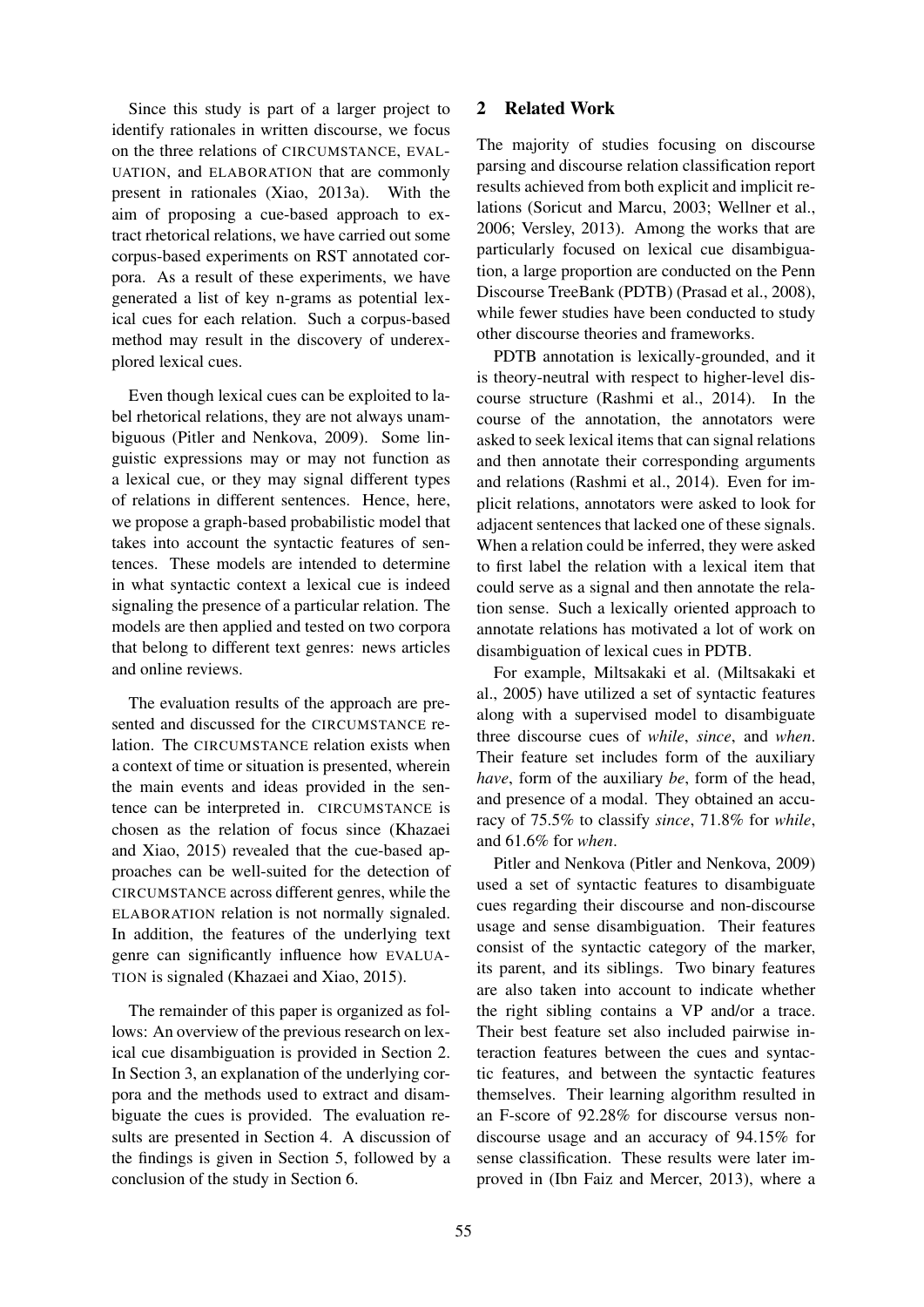Since this study is part of a larger project to identify rationales in written discourse, we focus on the three relations of CIRCUMSTANCE, EVALUATION, and ELABORATION that are commonly present in rationales (Xiao, 2013a). With the aim of proposing a cue-based approach to extract rhetorical relations, we have carried out some corpus-based experiments on RST annotated corpora. As a result of these experiments, we have generated a list of key n-grams as potential lexical cues for each relation. Such a corpus-based method may result in the discovery of underexplored lexical cues.

Even though lexical cues can be exploited to label rhetorical relations, they are not always unambiguous (Pitler and Nenkova, 2009). Some linguistic expressions may or may not function as a lexical cue, or they may signal different types of relations in different sentences. Hence, here, we propose a graph-based probabilistic model that takes into account the syntactic features of sentences. These models are intended to determine in what syntactic context a lexical cue is indeed signaling the presence of a particular relation. The models are then applied and tested on two corpora that belong to different text genres: news articles and online reviews.

The evaluation results of the approach are presented and discussed for the CIRCUMSTANCE relation. The CIRCUMSTANCE relation exists when a context of time or situation is presented, wherein the main events and ideas provided in the sentence can be interpreted in. CIRCUMSTANCE is chosen as the relation of focus since (Khazaei and Xiao, 2015) revealed that the cue-based approaches can be well-suited for the detection of CIRCUMSTANCE across different genres, while the ELABORATION relation is not normally signaled. In addition, the features of the underlying text genre can significantly influence how EVALUATION is signaled (Khazaei and Xiao, 2015).

The remainder of this paper is organized as follows: An overview of the previous research on lexical cue disambiguation is provided in Section 2. In Section 3, an explanation of the underlying corpora and the methods used to extract and disambiguate the cues is provided. The evaluation results are presented in Section 4. A discussion of the findings is given in Section 5, followed by a conclusion of the study in Section 6.

## 2 Related Work

The majority of studies focusing on discourse parsing and discourse relation classification report results achieved from both explicit and implicit relations (Soricut and Marcu, 2003; Wellner et al., 2006; Versley, 2013). Among the works that are particularly focused on lexical cue disambiguation, a large proportion are conducted on the Penn Discourse TreeBank (PDTB) (Prasad et al., 2008), while fewer studies have been conducted to study other discourse theories and frameworks.

PDTB annotation is lexically-grounded, and it is theory-neutral with respect to higher-level discourse structure (Rashmi et al., 2014). In the course of the annotation, the annotators were asked to seek lexical items that can signal relations and then annotate their corresponding arguments and relations (Rashmi et al., 2014). Even for implicit relations, annotators were asked to look for adjacent sentences that lacked one of these signals. When a relation could be inferred, they were asked to first label the relation with a lexical item that could serve as a signal and then annotate the relation sense. Such a lexically oriented approach to annotate relations has motivated a lot of work on disambiguation of lexical cues in PDTB.

For example, Miltsakaki et al. (Miltsakaki et al., 2005) have utilized a set of syntactic features along with a supervised model to disambiguate three discourse cues of *while*, *since*, and *when*. Their feature set includes form of the auxiliary *have*, form of the auxiliary *be*, form of the head, and presence of a modal. They obtained an accuracy of 75.5% to classify *since*, 71.8% for *while*, and 61.6% for *when*.

Pitler and Nenkova (Pitler and Nenkova, 2009) used a set of syntactic features to disambiguate cues regarding their discourse and non-discourse usage and sense disambiguation. Their features consist of the syntactic category of the marker, its parent, and its siblings. Two binary features are also taken into account to indicate whether the right sibling contains a VP and/or a trace. Their best feature set also included pairwise interaction features between the cues and syntactic features, and between the syntactic features themselves. Their learning algorithm resulted in an F-score of 92.28% for discourse versus non-discourse usage and an accuracy of 94.15% for sense classification. These results were later improved in (Ibn Faiz and Mercer, 2013), where a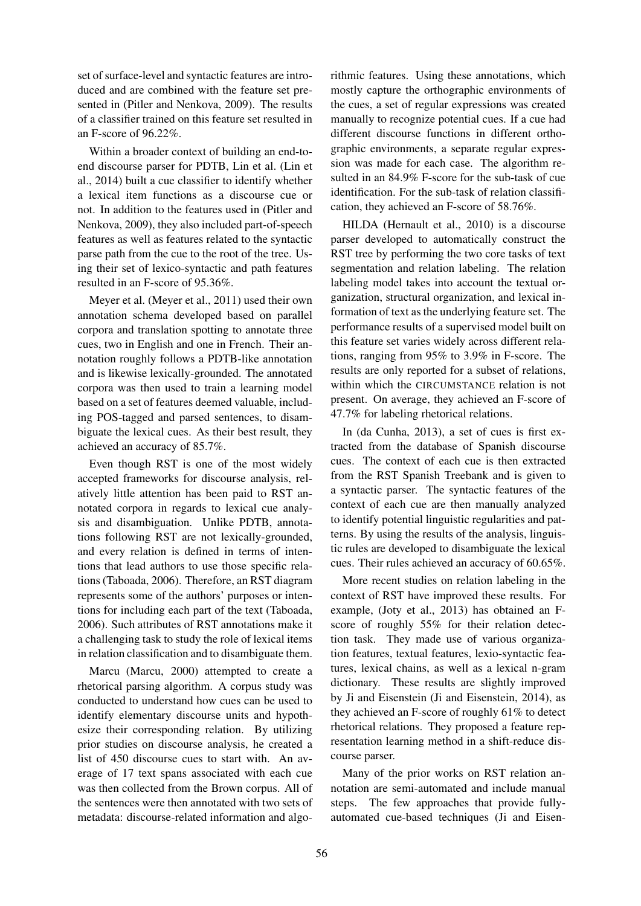set of surface-level and syntactic features are introduced and are combined with the feature set presented in (Pitler and Nenkova, 2009). The results of a classifier trained on this feature set resulted in an F-score of 96.22%.

Within a broader context of building an end-to-end discourse parser for PDTB, Lin et al. (Lin et al., 2014) built a cue classifier to identify whether a lexical item functions as a discourse cue or not. In addition to the features used in (Pitler and Nenkova, 2009), they also included part-of-speech features as well as features related to the syntactic parse path from the cue to the root of the tree. Using their set of lexico-syntactic and path features resulted in an F-score of 95.36%.

Meyer et al. (Meyer et al., 2011) used their own annotation schema developed based on parallel corpora and translation spotting to annotate three cues, two in English and one in French. Their annotation roughly follows a PDTB-like annotation and is likewise lexically-grounded. The annotated corpora was then used to train a learning model based on a set of features deemed valuable, including POS-tagged and parsed sentences, to disambiguate the lexical cues. As their best result, they achieved an accuracy of 85.7%.

Even though RST is one of the most widely accepted frameworks for discourse analysis, relatively little attention has been paid to RST annotated corpora in regards to lexical cue analysis and disambiguation. Unlike PDTB, annotations following RST are not lexically-grounded, and every relation is defined in terms of intentions that lead authors to use those specific relations (Taboada, 2006). Therefore, an RST diagram represents some of the authors' purposes or intentions for including each part of the text (Taboada, 2006). Such attributes of RST annotations make it a challenging task to study the role of lexical items in relation classification and to disambiguate them.

Marcu (Marcu, 2000) attempted to create a rhetorical parsing algorithm. A corpus study was conducted to understand how cues can be used to identify elementary discourse units and hypothesize their corresponding relation. By utilizing prior studies on discourse analysis, he created a list of 450 discourse cues to start with. An average of 17 text spans associated with each cue was then collected from the Brown corpus. All of the sentences were then annotated with two sets of metadata: discourse-related information and algorithmic features. Using these annotations, which mostly capture the orthographic environments of the cues, a set of regular expressions was created manually to recognize potential cues. If a cue had different discourse functions in different orthographic environments, a separate regular expression was made for each case. The algorithm resulted in an 84.9% F-score for the sub-task of cue identification. For the sub-task of relation classification, they achieved an F-score of 58.76%.

HILDA (Hernault et al., 2010) is a discourse parser developed to automatically construct the RST tree by performing the two core tasks of text segmentation and relation labeling. The relation labeling model takes into account the textual organization, structural organization, and lexical information of text as the underlying feature set. The performance results of a supervised model built on this feature set varies widely across different relations, ranging from 95% to 3.9% in F-score. The results are only reported for a subset of relations, within which the CIRCUMSTANCE relation is not present. On average, they achieved an F-score of 47.7% for labeling rhetorical relations.

In (da Cunha, 2013), a set of cues is first extracted from the database of Spanish discourse cues. The context of each cue is then extracted from the RST Spanish Treebank and is given to a syntactic parser. The syntactic features of the context of each cue are then manually analyzed to identify potential linguistic regularities and patterns. By using the results of the analysis, linguistic rules are developed to disambiguate the lexical cues. Their rules achieved an accuracy of 60.65%.

More recent studies on relation labeling in the context of RST have improved these results. For example, (Joty et al., 2013) has obtained an F-score of roughly 55% for their relation detection task. They made use of various organization features, textual features, lexio-syntactic features, lexical chains, as well as a lexical n-gram dictionary. These results are slightly improved by Ji and Eisenstein (Ji and Eisenstein, 2014), as they achieved an F-score of roughly 61% to detect rhetorical relations. They proposed a feature representation learning method in a shift-reduce discourse parser.

Many of the prior works on RST relation annotation are semi-automated and include manual steps. The few approaches that provide fully-automated cue-based techniques (Ji and Eisen-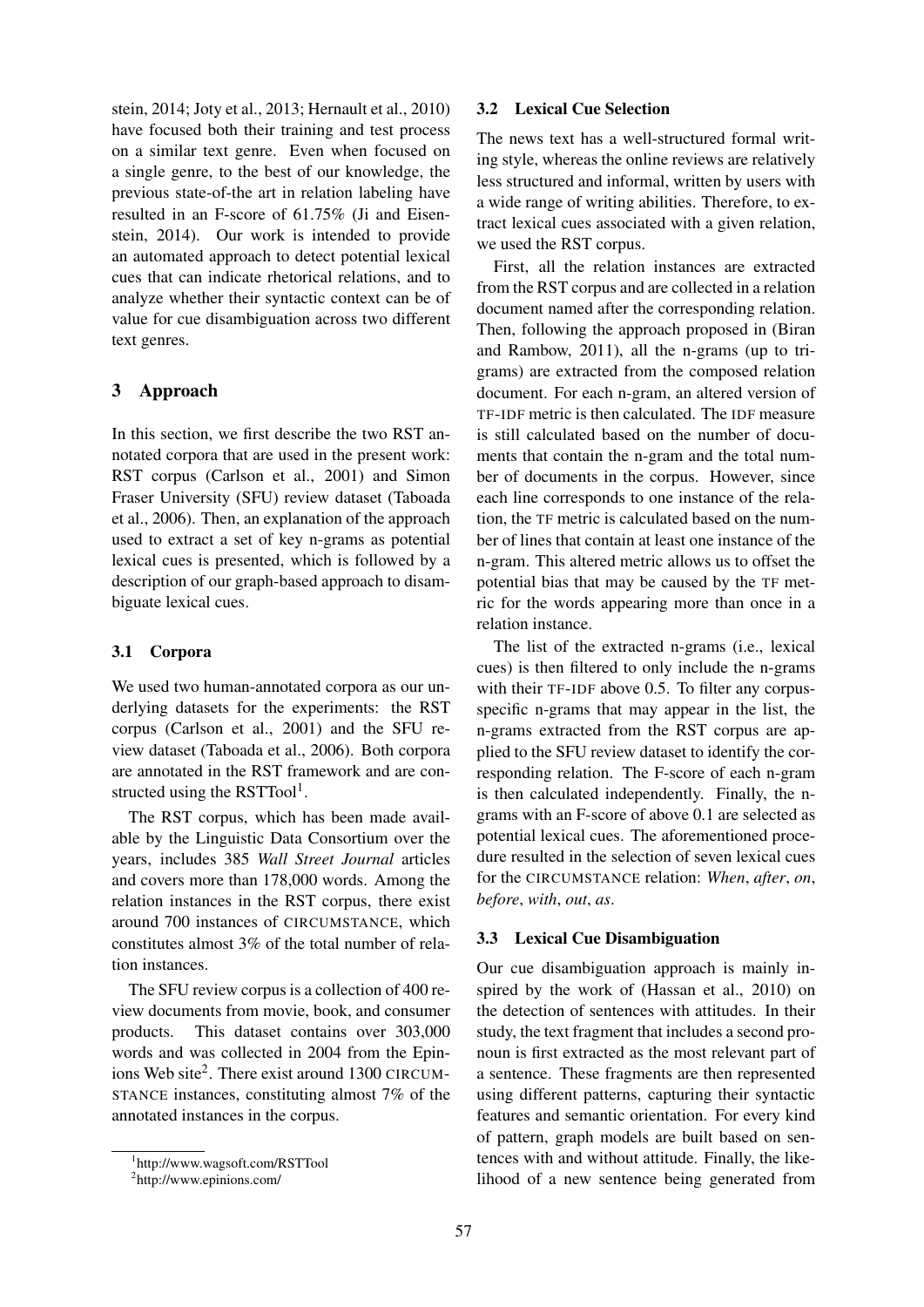stein, 2014; Joty et al., 2013; Hernault et al., 2010) have focused both their training and test process on a similar text genre. Even when focused on a single genre, to the best of our knowledge, the previous state-of-the art in relation labeling have resulted in an F-score of 61.75% (Ji and Eisenstein, 2014). Our work is intended to provide an automated approach to detect potential lexical cues that can indicate rhetorical relations, and to analyze whether their syntactic context can be of value for cue disambiguation across two different text genres.

## 3 Approach

In this section, we first describe the two RST annotated corpora that are used in the present work: RST corpus (Carlson et al., 2001) and Simon Fraser University (SFU) review dataset (Taboada et al., 2006). Then, an explanation of the approach used to extract a set of key n-grams as potential lexical cues is presented, which is followed by a description of our graph-based approach to disambiguate lexical cues.

### 3.1 Corpora

We used two human-annotated corpora as our underlying datasets for the experiments: the RST corpus (Carlson et al., 2001) and the SFU review dataset (Taboada et al., 2006). Both corpora are annotated in the RST framework and are constructed using the RSTTool[1].

The RST corpus, which has been made available by the Linguistic Data Consortium over the years, includes 385 *Wall Street Journal* articles and covers more than 178,000 words. Among the relation instances in the RST corpus, there exist around 700 instances of CIRCUMSTANCE, which constitutes almost 3% of the total number of relation instances.

The SFU review corpus is a collection of 400 review documents from movie, book, and consumer products. This dataset contains over 303,000 words and was collected in 2004 from the Epinions Web site[2]. There exist around 1300 CIRCUMSTANCE instances, constituting almost 7% of the annotated instances in the corpus.

[1]http://www.wagsoft.com/RSTTool

[2]http://www.epinions.com/

### 3.2 Lexical Cue Selection

The news text has a well-structured formal writing style, whereas the online reviews are relatively less structured and informal, written by users with a wide range of writing abilities. Therefore, to extract lexical cues associated with a given relation, we used the RST corpus.

First, all the relation instances are extracted from the RST corpus and are collected in a relation document named after the corresponding relation. Then, following the approach proposed in (Biran and Rambow, 2011), all the n-grams (up to trigrams) are extracted from the composed relation document. For each n-gram, an altered version of TF-IDF metric is then calculated. The IDF measure is still calculated based on the number of documents that contain the n-gram and the total number of documents in the corpus. However, since each line corresponds to one instance of the relation, the TF metric is calculated based on the number of lines that contain at least one instance of the n-gram. This altered metric allows us to offset the potential bias that may be caused by the TF metric for the words appearing more than once in a relation instance.

The list of the extracted n-grams (i.e., lexical cues) is then filtered to only include the n-grams with their TF-IDF above 0.5. To filter any corpus-specific n-grams that may appear in the list, the n-grams extracted from the RST corpus are applied to the SFU review dataset to identify the corresponding relation. The F-score of each n-gram is then calculated independently. Finally, the n-grams with an F-score of above 0.1 are selected as potential lexical cues. The aforementioned procedure resulted in the selection of seven lexical cues for the CIRCUMSTANCE relation: *When*, *after*, *on*, *before*, *with*, *out*, *as*.

### 3.3 Lexical Cue Disambiguation

Our cue disambiguation approach is mainly inspired by the work of (Hassan et al., 2010) on the detection of sentences with attitudes. In their study, the text fragment that includes a second pronoun is first extracted as the most relevant part of a sentence. These fragments are then represented using different patterns, capturing their syntactic features and semantic orientation. For every kind of pattern, graph models are built based on sentences with and without attitude. Finally, the likelihood of a new sentence being generated from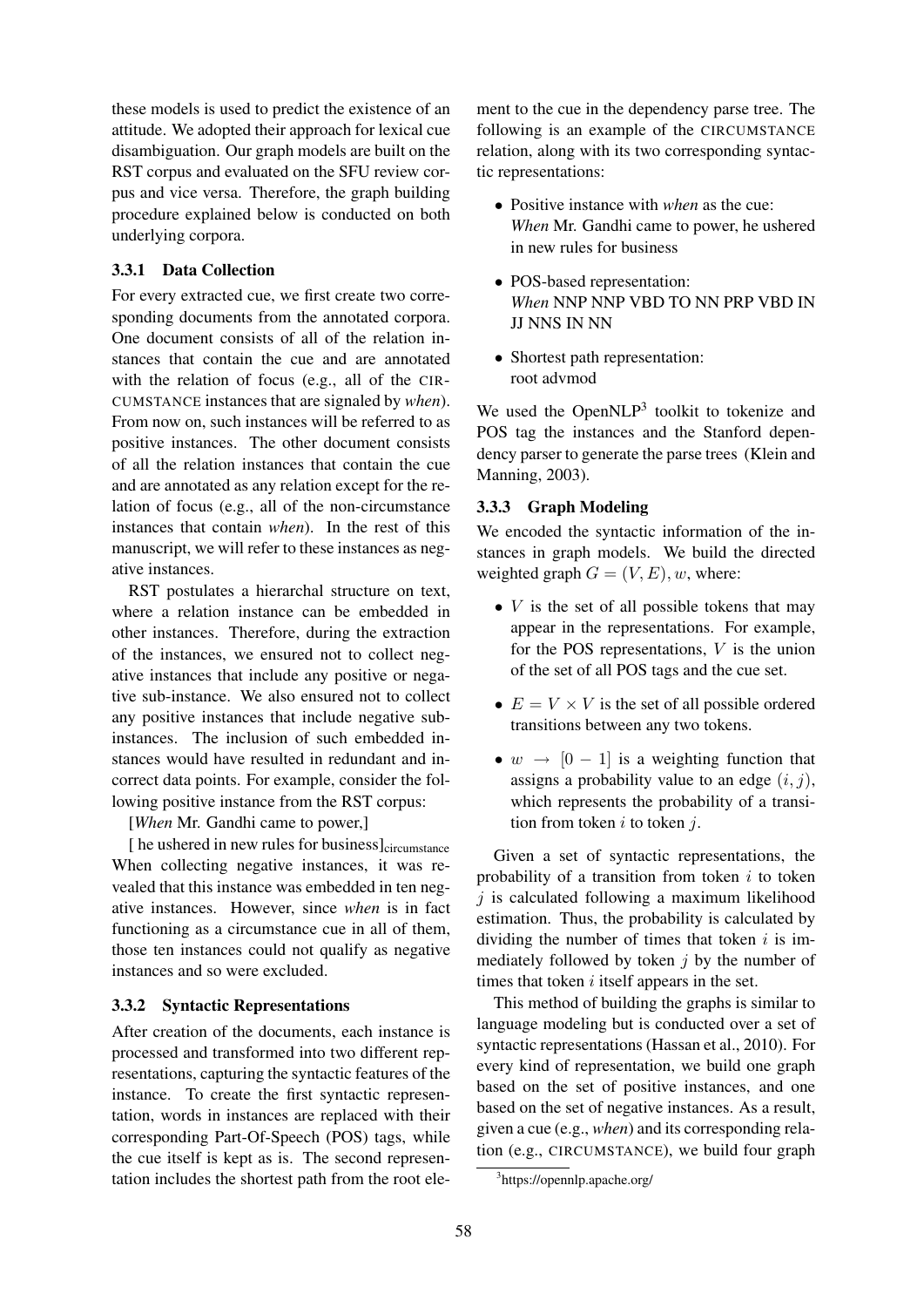these models is used to predict the existence of an attitude. We adopted their approach for lexical cue disambiguation. Our graph models are built on the RST corpus and evaluated on the SFU review corpus and vice versa. Therefore, the graph building procedure explained below is conducted on both underlying corpora.

#### 3.3.1 Data Collection

For every extracted cue, we first create two corresponding documents from the annotated corpora. One document consists of all of the relation instances that contain the cue and are annotated with the relation of focus (e.g., all of the CIRCUMSTANCE instances that are signaled by *when*). From now on, such instances will be referred to as positive instances. The other document consists of all the relation instances that contain the cue and are annotated as any relation except for the relation of focus (e.g., all of the non-circumstance instances that contain *when*). In the rest of this manuscript, we will refer to these instances as negative instances.

RST postulates a hierarchal structure on text, where a relation instance can be embedded in other instances. Therefore, during the extraction of the instances, we ensured not to collect negative instances that include any positive or negative sub-instance. We also ensured not to collect any positive instances that include negative sub-instances. The inclusion of such embedded instances would have resulted in redundant and incorrect data points. For example, consider the following positive instance from the RST corpus:

[*When* Mr. Gandhi came to power,]

[ he ushered in new rules for business]$_{\text{circumstance}}$

When collecting negative instances, it was revealed that this instance was embedded in ten negative instances. However, since *when* is in fact functioning as a circumstance cue in all of them, those ten instances could not qualify as negative instances and so were excluded.

#### 3.3.2 Syntactic Representations

After creation of the documents, each instance is processed and transformed into two different representations, capturing the syntactic features of the instance. To create the first syntactic representation, words in instances are replaced with their corresponding Part-Of-Speech (POS) tags, while the cue itself is kept as is. The second representation includes the shortest path from the root element to the cue in the dependency parse tree. The following is an example of the CIRCUMSTANCE relation, along with its two corresponding syntactic representations:

- Positive instance with *when* as the cue:
  *When* Mr. Gandhi came to power, he ushered in new rules for business
- POS-based representation:
  *When* NNP NNP VBD TO NN PRP VBD IN JJ NNS IN NN
- Shortest path representation:
  root advmod

We used the OpenNLP[3] toolkit to tokenize and POS tag the instances and the Stanford dependency parser to generate the parse trees (Klein and Manning, 2003).

#### 3.3.3 Graph Modeling

We encoded the syntactic information of the instances in graph models. We build the directed weighted graph $G = (V, E), w$, where:

- $V$ is the set of all possible tokens that may appear in the representations. For example, for the POS representations, $V$ is the union of the set of all POS tags and the cue set.
- $E = V \times V$ is the set of all possible ordered transitions between any two tokens.
- $w \rightarrow [0 - 1]$ is a weighting function that assigns a probability value to an edge $(i, j)$, which represents the probability of a transition from token $i$ to token $j$.

Given a set of syntactic representations, the probability of a transition from token $i$ to token $j$ is calculated following a maximum likelihood estimation. Thus, the probability is calculated by dividing the number of times that token $i$ is immediately followed by token $j$ by the number of times that token $i$ itself appears in the set.

This method of building the graphs is similar to language modeling but is conducted over a set of syntactic representations (Hassan et al., 2010). For every kind of representation, we build one graph based on the set of positive instances, and one based on the set of negative instances. As a result, given a cue (e.g., *when*) and its corresponding relation (e.g., CIRCUMSTANCE), we build four graph

[3]https://opennlp.apache.org/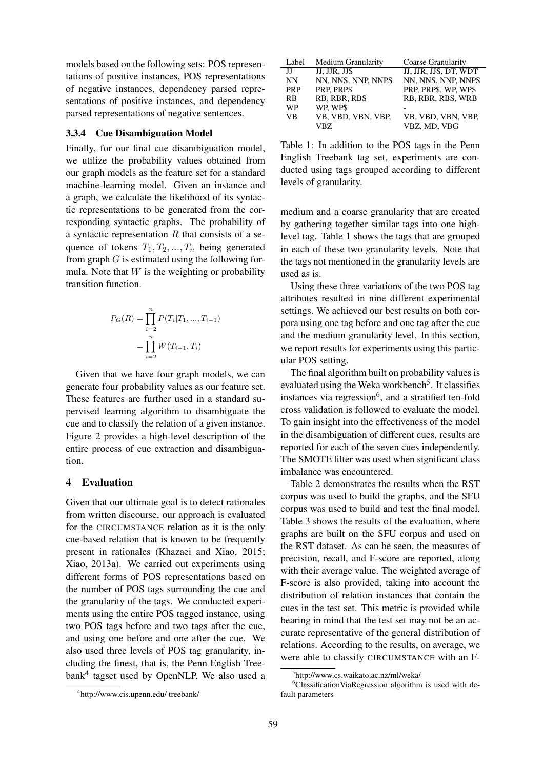models based on the following sets: POS representations of positive instances, POS representations of negative instances, dependency parsed representations of positive instances, and dependency parsed representations of negative sentences.

#### 3.3.4 Cue Disambiguation Model

Finally, for our final cue disambiguation model, we utilize the probability values obtained from our graph models as the feature set for a standard machine-learning model. Given an instance and a graph, we calculate the likelihood of its syntactic representations to be generated from the corresponding syntactic graphs. The probability of a syntactic representation $R$ that consists of a sequence of tokens $T_1, T_2, ..., T_n$ being generated from graph $G$ is estimated using the following formula. Note that $W$ is the weighting or probability transition function.

$$P_G(R) = \prod_{i=2}^{n} P(T_i|T_1, ..., T_{i-1})$$
$$= \prod_{i=2}^{n} W(T_{i-1}, T_i)$$

Given that we have four graph models, we can generate four probability values as our feature set. These features are further used in a standard supervised learning algorithm to disambiguate the cue and to classify the relation of a given instance. Figure 2 provides a high-level description of the entire process of cue extraction and disambiguation.

## 4 Evaluation

Given that our ultimate goal is to detect rationales from written discourse, our approach is evaluated for the CIRCUMSTANCE relation as it is the only cue-based relation that is known to be frequently present in rationales (Khazaei and Xiao, 2015; Xiao, 2013a). We carried out experiments using different forms of POS representations based on the number of POS tags surrounding the cue and the granularity of the tags. We conducted experiments using the entire POS tagged instance, using two POS tags before and two tags after the cue, and using one before and one after the cue. We also used three levels of POS tag granularity, including the finest, that is, the Penn English Treebank[4] tagset used by OpenNLP. We also used a medium and a coarse granularity that are created by gathering together similar tags into one high-level tag. Table 1 shows the tags that are grouped in each of these two granularity levels. Note that the tags not mentioned in the granularity levels are used as is.

| Label | Medium Granularity | Coarse Granularity |
|---|---|---|
| JJ | JJ, JJR, JJS | JJ, JJR, JJS, DT, WDT |
| NN | NN, NNS, NNP, NNPS | NN, NNS, NNP, NNPS |
| PRP | PRP, PRP$ | PRP, PRP$, WP, WP$ |
| RB | RB, RBR, RBS | RB, RBR, RBS, WRB |
| WP | WP, WP$ | - |
| VB | VB, VBD, VBN, VBP, VBZ | VB, VBD, VBN, VBP, VBZ, MD, VBG |

Table 1: In addition to the POS tags in the Penn English Treebank tag set, experiments are conducted using tags grouped according to different levels of granularity.

Using these three variations of the two POS tag attributes resulted in nine different experimental settings. We achieved our best results on both corpora using one tag before and one tag after the cue and the medium granularity level. In this section, we report results for experiments using this particular POS setting.

The final algorithm built on probability values is evaluated using the Weka workbench[5]. It classifies instances via regression[6], and a stratified ten-fold cross validation is followed to evaluate the model. To gain insight into the effectiveness of the model in the disambiguation of different cues, results are reported for each of the seven cues independently. The SMOTE filter was used when significant class imbalance was encountered.

Table 2 demonstrates the results when the RST corpus was used to build the graphs, and the SFU corpus was used to build and test the final model. Table 3 shows the results of the evaluation, where graphs are built on the SFU corpus and used on the RST dataset. As can be seen, the measures of precision, recall, and F-score are reported, along with their average value. The weighted average of F-score is also provided, taking into account the distribution of relation instances that contain the cues in the test set. This metric is provided while bearing in mind that the test set may not be an accurate representative of the general distribution of relations. According to the results, on average, we were able to classify CIRCUMSTANCE with an F-

[4] http://www.cis.upenn.edu/ treebank/

[5] http://www.cs.waikato.ac.nz/ml/weka/

[6] ClassificationViaRegression algorithm is used with default parameters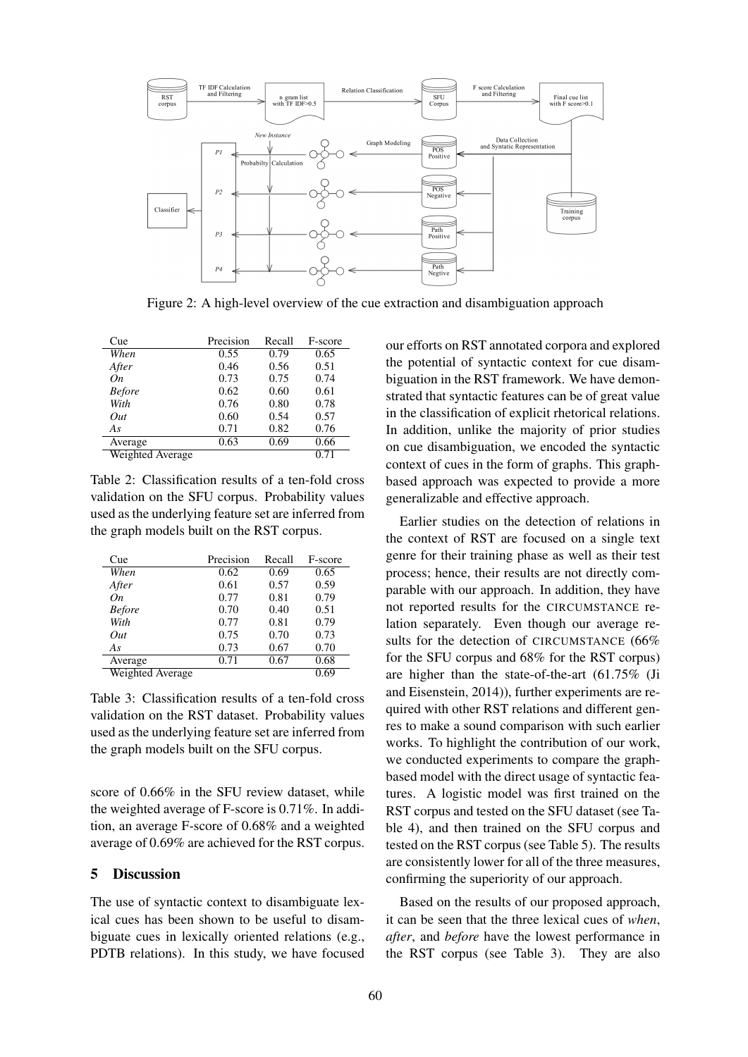Figure 2: A high-level overview of the cue extraction and disambiguation approach

| Cue | Precision | Recall | F-score |
|---|---|---|---|
| *When* | 0.55 | 0.79 | 0.65 |
| *After* | 0.46 | 0.56 | 0.51 |
| *On* | 0.73 | 0.75 | 0.74 |
| *Before* | 0.62 | 0.60 | 0.61 |
| *With* | 0.76 | 0.80 | 0.78 |
| *Out* | 0.60 | 0.54 | 0.57 |
| *As* | 0.71 | 0.82 | 0.76 |
| Average | 0.63 | 0.69 | 0.66 |
| Weighted Average | | | 0.71 |

Table 2: Classification results of a ten-fold cross validation on the SFU corpus. Probability values used as the underlying feature set are inferred from the graph models built on the RST corpus.

| Cue | Precision | Recall | F-score |
|---|---|---|---|
| *When* | 0.62 | 0.69 | 0.65 |
| *After* | 0.61 | 0.57 | 0.59 |
| *On* | 0.77 | 0.81 | 0.79 |
| *Before* | 0.70 | 0.40 | 0.51 |
| *With* | 0.77 | 0.81 | 0.79 |
| *Out* | 0.75 | 0.70 | 0.73 |
| *As* | 0.73 | 0.67 | 0.70 |
| Average | 0.71 | 0.67 | 0.68 |
| Weighted Average | | | 0.69 |

Table 3: Classification results of a ten-fold cross validation on the RST dataset. Probability values used as the underlying feature set are inferred from the graph models built on the SFU corpus.

score of 0.66% in the SFU review dataset, while the weighted average of F-score is 0.71%. In addition, an average F-score of 0.68% and a weighted average of 0.69% are achieved for the RST corpus.

## 5 Discussion

The use of syntactic context to disambiguate lexical cues has been shown to be useful to disambiguate cues in lexically oriented relations (e.g., PDTB relations). In this study, we have focused our efforts on RST annotated corpora and explored the potential of syntactic context for cue disambiguation in the RST framework. We have demonstrated that syntactic features can be of great value in the classification of explicit rhetorical relations. In addition, unlike the majority of prior studies on cue disambiguation, we encoded the syntactic context of cues in the form of graphs. This graph-based approach was expected to provide a more generalizable and effective approach.

Earlier studies on the detection of relations in the context of RST are focused on a single text genre for their training phase as well as their test process; hence, their results are not directly comparable with our approach. In addition, they have not reported results for the CIRCUMSTANCE relation separately. Even though our average results for the detection of CIRCUMSTANCE (66% for the SFU corpus and 68% for the RST corpus) are higher than the state-of-the-art (61.75% (Ji and Eisenstein, 2014)), further experiments are required with other RST relations and different genres to make a sound comparison with such earlier works. To highlight the contribution of our work, we conducted experiments to compare the graph-based model with the direct usage of syntactic features. A logistic model was first trained on the RST corpus and tested on the SFU dataset (see Table 4), and then trained on the SFU corpus and tested on the RST corpus (see Table 5). The results are consistently lower for all of the three measures, confirming the superiority of our approach.

Based on the results of our proposed approach, it can be seen that the three lexical cues of *when*, *after*, and *before* have the lowest performance in the RST corpus (see Table 3). They are also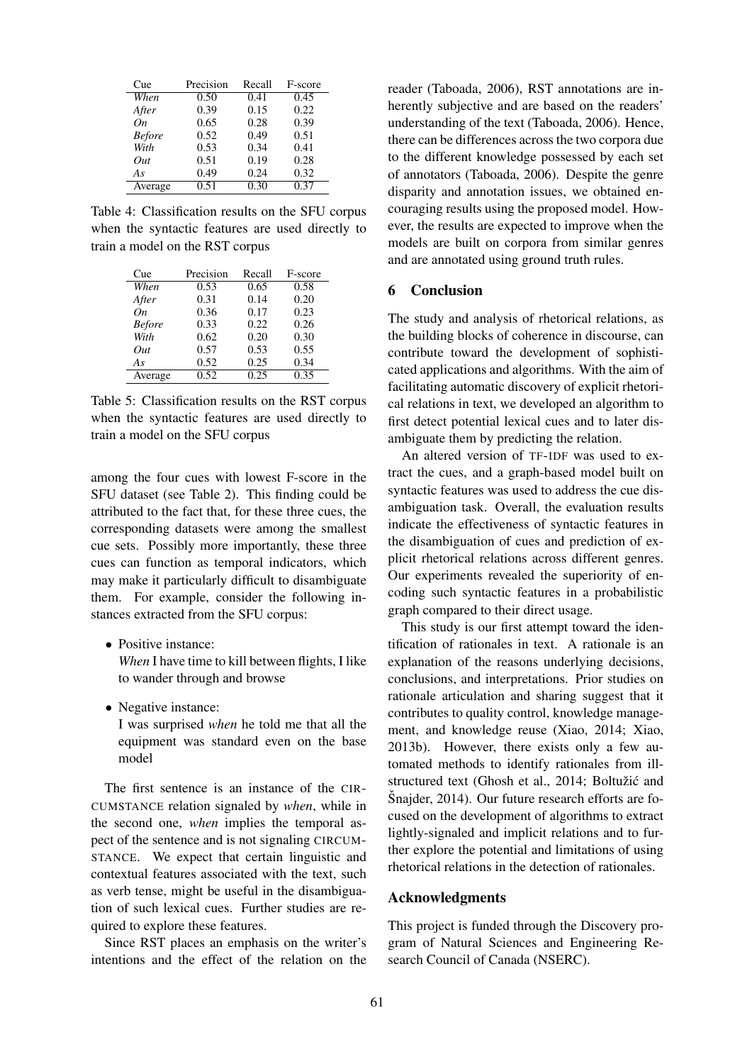| Cue | Precision | Recall | F-score |
|---|---|---|---|
| *When* | 0.50 | 0.41 | 0.45 |
| *After* | 0.39 | 0.15 | 0.22 |
| *On* | 0.65 | 0.28 | 0.39 |
| *Before* | 0.52 | 0.49 | 0.51 |
| *With* | 0.53 | 0.34 | 0.41 |
| *Out* | 0.51 | 0.19 | 0.28 |
| *As* | 0.49 | 0.24 | 0.32 |
| Average | 0.51 | 0.30 | 0.37 |

Table 4: Classification results on the SFU corpus when the syntactic features are used directly to train a model on the RST corpus

| Cue | Precision | Recall | F-score |
|---|---|---|---|
| *When* | 0.53 | 0.65 | 0.58 |
| *After* | 0.31 | 0.14 | 0.20 |
| *On* | 0.36 | 0.17 | 0.23 |
| *Before* | 0.33 | 0.22 | 0.26 |
| *With* | 0.62 | 0.20 | 0.30 |
| *Out* | 0.57 | 0.53 | 0.55 |
| *As* | 0.52 | 0.25 | 0.34 |
| Average | 0.52 | 0.25 | 0.35 |

Table 5: Classification results on the RST corpus when the syntactic features are used directly to train a model on the SFU corpus

among the four cues with lowest F-score in the SFU dataset (see Table 2). This finding could be attributed to the fact that, for these three cues, the corresponding datasets were among the smallest cue sets. Possibly more importantly, these three cues can function as temporal indicators, which may make it particularly difficult to disambiguate them. For example, consider the following instances extracted from the SFU corpus:

- Positive instance:
  *When* I have time to kill between flights, I like to wander through and browse
- Negative instance:
  I was surprised *when* he told me that all the equipment was standard even on the base model

The first sentence is an instance of the CIRCUMSTANCE relation signaled by *when*, while in the second one, *when* implies the temporal aspect of the sentence and is not signaling CIRCUMSTANCE. We expect that certain linguistic and contextual features associated with the text, such as verb tense, might be useful in the disambiguation of such lexical cues. Further studies are required to explore these features.

Since RST places an emphasis on the writer's intentions and the effect of the relation on the reader (Taboada, 2006), RST annotations are inherently subjective and are based on the readers' understanding of the text (Taboada, 2006). Hence, there can be differences across the two corpora due to the different knowledge possessed by each set of annotators (Taboada, 2006). Despite the genre disparity and annotation issues, we obtained encouraging results using the proposed model. However, the results are expected to improve when the models are built on corpora from similar genres and are annotated using ground truth rules.

## 6 Conclusion

The study and analysis of rhetorical relations, as the building blocks of coherence in discourse, can contribute toward the development of sophisticated applications and algorithms. With the aim of facilitating automatic discovery of explicit rhetorical relations in text, we developed an algorithm to first detect potential lexical cues and to later disambiguate them by predicting the relation.

An altered version of TF-IDF was used to extract the cues, and a graph-based model built on syntactic features was used to address the cue disambiguation task. Overall, the evaluation results indicate the effectiveness of syntactic features in the disambiguation of cues and prediction of explicit rhetorical relations across different genres. Our experiments revealed the superiority of encoding such syntactic features in a probabilistic graph compared to their direct usage.

This study is our first attempt toward the identification of rationales in text. A rationale is an explanation of the reasons underlying decisions, conclusions, and interpretations. Prior studies on rationale articulation and sharing suggest that it contributes to quality control, knowledge management, and knowledge reuse (Xiao, 2014; Xiao, 2013b). However, there exists only a few automated methods to identify rationales from ill-structured text (Ghosh et al., 2014; Boltužić and Šnajder, 2014). Our future research efforts are focused on the development of algorithms to extract lightly-signaled and implicit relations and to further explore the potential and limitations of using rhetorical relations in the detection of rationales.

## Acknowledgments

This project is funded through the Discovery program of Natural Sciences and Engineering Research Council of Canada (NSERC).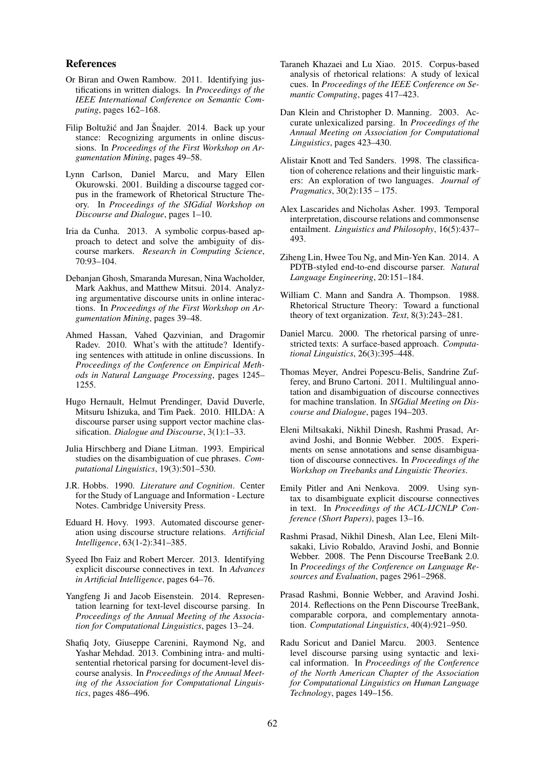## References

Or Biran and Owen Rambow. 2011. Identifying justifications in written dialogs. In *Proceedings of the IEEE International Conference on Semantic Computing*, pages 162–168.

Filip Boltužić and Jan Šnajder. 2014. Back up your stance: Recognizing arguments in online discussions. In *Proceedings of the First Workshop on Argumentation Mining*, pages 49–58.

Lynn Carlson, Daniel Marcu, and Mary Ellen Okurowski. 2001. Building a discourse tagged corpus in the framework of Rhetorical Structure Theory. In *Proceedings of the SIGdial Workshop on Discourse and Dialogue*, pages 1–10.

Iria da Cunha. 2013. A symbolic corpus-based approach to detect and solve the ambiguity of discourse markers. *Research in Computing Science*, 70:93–104.

Debanjan Ghosh, Smaranda Muresan, Nina Wacholder, Mark Aakhus, and Matthew Mitsui. 2014. Analyzing argumentative discourse units in online interactions. In *Proceedings of the First Workshop on Argumentation Mining*, pages 39–48.

Ahmed Hassan, Vahed Qazvinian, and Dragomir Radev. 2010. What's with the attitude? Identifying sentences with attitude in online discussions. In *Proceedings of the Conference on Empirical Methods in Natural Language Processing*, pages 1245–1255.

Hugo Hernault, Helmut Prendinger, David Duverle, Mitsuru Ishizuka, and Tim Paek. 2010. HILDA: A discourse parser using support vector machine classification. *Dialogue and Discourse*, 3(1):1–33.

Julia Hirschberg and Diane Litman. 1993. Empirical studies on the disambiguation of cue phrases. *Computational Linguistics*, 19(3):501–530.

J.R. Hobbs. 1990. *Literature and Cognition*. Center for the Study of Language and Information - Lecture Notes. Cambridge University Press.

Eduard H. Hovy. 1993. Automated discourse generation using discourse structure relations. *Artificial Intelligence*, 63(1-2):341–385.

Syeed Ibn Faiz and Robert Mercer. 2013. Identifying explicit discourse connectives in text. In *Advances in Artificial Intelligence*, pages 64–76.

Yangfeng Ji and Jacob Eisenstein. 2014. Representation learning for text-level discourse parsing. In *Proceedings of the Annual Meeting of the Association for Computational Linguistics*, pages 13–24.

Shafiq Joty, Giuseppe Carenini, Raymond Ng, and Yashar Mehdad. 2013. Combining intra- and multi-sentential rhetorical parsing for document-level discourse analysis. In *Proceedings of the Annual Meeting of the Association for Computational Linguistics*, pages 486–496.

Taraneh Khazaei and Lu Xiao. 2015. Corpus-based analysis of rhetorical relations: A study of lexical cues. In *Proceedings of the IEEE Conference on Semantic Computing*, pages 417–423.

Dan Klein and Christopher D. Manning. 2003. Accurate unlexicalized parsing. In *Proceedings of the Annual Meeting on Association for Computational Linguistics*, pages 423–430.

Alistair Knott and Ted Sanders. 1998. The classification of coherence relations and their linguistic markers: An exploration of two languages. *Journal of Pragmatics*, 30(2):135 – 175.

Alex Lascarides and Nicholas Asher. 1993. Temporal interpretation, discourse relations and commonsense entailment. *Linguistics and Philosophy*, 16(5):437–493.

Ziheng Lin, Hwee Tou Ng, and Min-Yen Kan. 2014. A PDTB-styled end-to-end discourse parser. *Natural Language Engineering*, 20:151–184.

William C. Mann and Sandra A. Thompson. 1988. Rhetorical Structure Theory: Toward a functional theory of text organization. *Text*, 8(3):243–281.

Daniel Marcu. 2000. The rhetorical parsing of unrestricted texts: A surface-based approach. *Computational Linguistics*, 26(3):395–448.

Thomas Meyer, Andrei Popescu-Belis, Sandrine Zufferey, and Bruno Cartoni. 2011. Multilingual annotation and disambiguation of discourse connectives for machine translation. In *SIGdial Meeting on Discourse and Dialogue*, pages 194–203.

Eleni Miltsakaki, Nikhil Dinesh, Rashmi Prasad, Aravind Joshi, and Bonnie Webber. 2005. Experiments on sense annotations and sense disambiguation of discourse connectives. In *Proceedings of the Workshop on Treebanks and Linguistic Theories*.

Emily Pitler and Ani Nenkova. 2009. Using syntax to disambiguate explicit discourse connectives in text. In *Proceedings of the ACL-IJCNLP Conference (Short Papers)*, pages 13–16.

Rashmi Prasad, Nikhil Dinesh, Alan Lee, Eleni Miltsakaki, Livio Robaldo, Aravind Joshi, and Bonnie Webber. 2008. The Penn Discourse TreeBank 2.0. In *Proceedings of the Conference on Language Resources and Evaluation*, pages 2961–2968.

Prasad Rashmi, Bonnie Webber, and Aravind Joshi. 2014. Reflections on the Penn Discourse TreeBank, comparable corpora, and complementary annotation. *Computational Linguistics*, 40(4):921–950.

Radu Soricut and Daniel Marcu. 2003. Sentence level discourse parsing using syntactic and lexical information. In *Proceedings of the Conference of the North American Chapter of the Association for Computational Linguistics on Human Language Technology*, pages 149–156.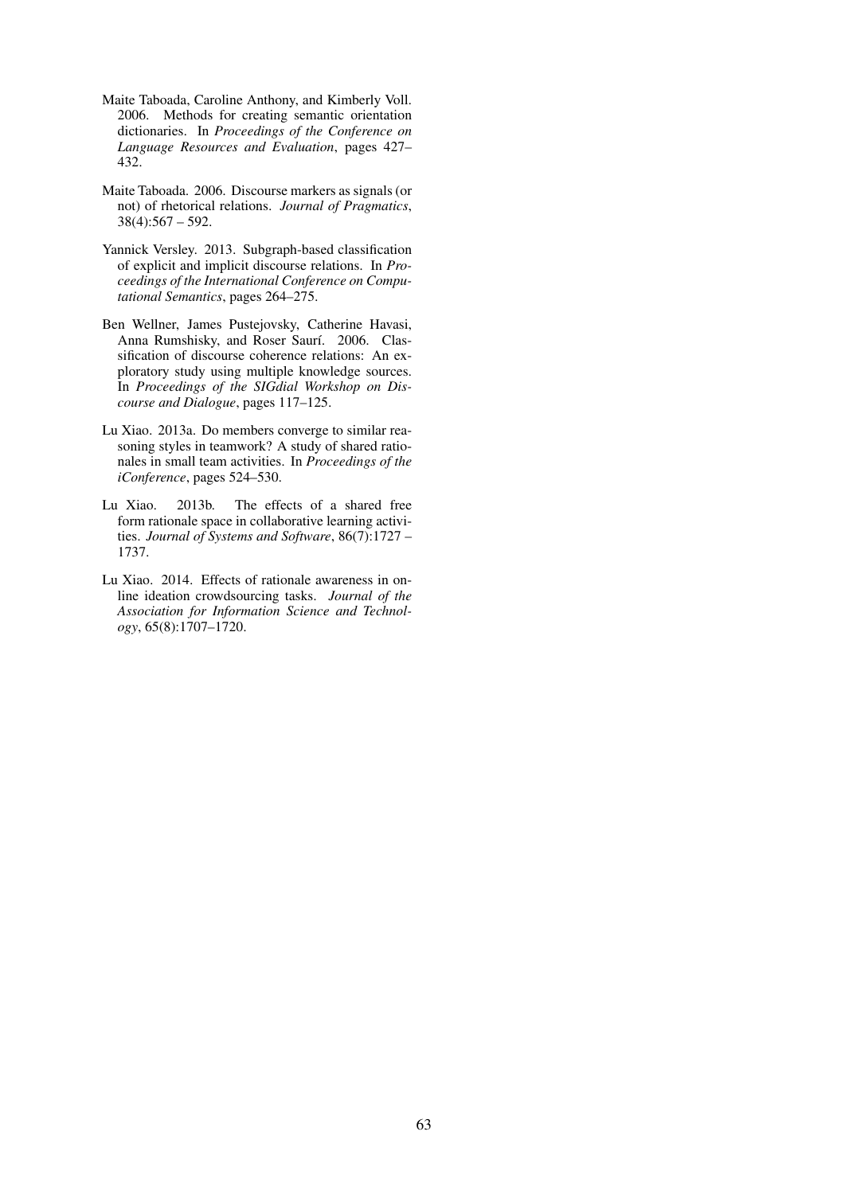Maite Taboada, Caroline Anthony, and Kimberly Voll. 2006. Methods for creating semantic orientation dictionaries. In *Proceedings of the Conference on Language Resources and Evaluation*, pages 427–432.

Maite Taboada. 2006. Discourse markers as signals (or not) of rhetorical relations. *Journal of Pragmatics*, 38(4):567 – 592.

Yannick Versley. 2013. Subgraph-based classification of explicit and implicit discourse relations. In *Proceedings of the International Conference on Computational Semantics*, pages 264–275.

Ben Wellner, James Pustejovsky, Catherine Havasi, Anna Rumshisky, and Roser Saurí. 2006. Classification of discourse coherence relations: An exploratory study using multiple knowledge sources. In *Proceedings of the SIGdial Workshop on Discourse and Dialogue*, pages 117–125.

Lu Xiao. 2013a. Do members converge to similar reasoning styles in teamwork? A study of shared rationales in small team activities. In *Proceedings of the iConference*, pages 524–530.

Lu Xiao. 2013b. The effects of a shared free form rationale space in collaborative learning activities. *Journal of Systems and Software*, 86(7):1727 – 1737.

Lu Xiao. 2014. Effects of rationale awareness in online ideation crowdsourcing tasks. *Journal of the Association for Information Science and Technology*, 65(8):1707–1720.